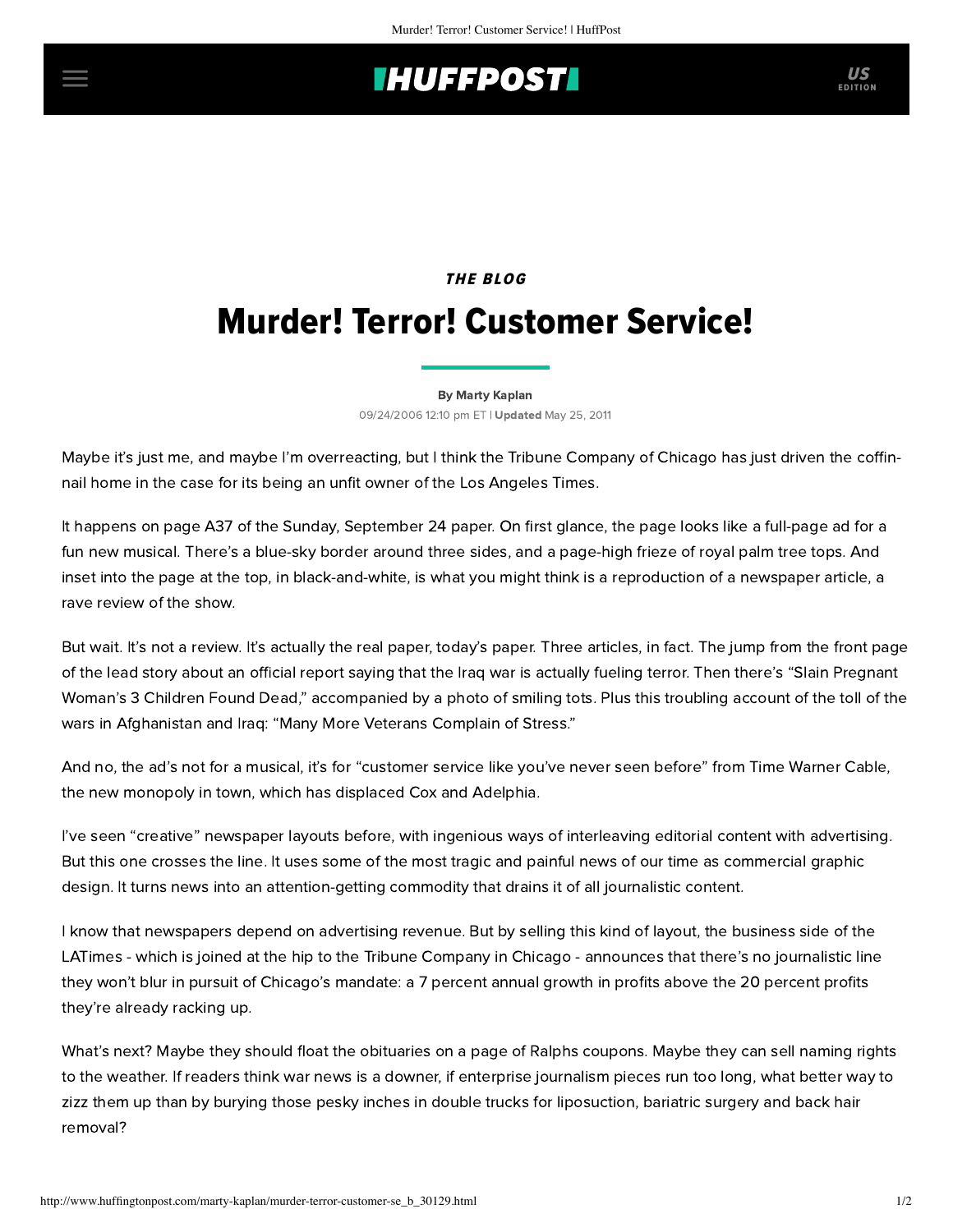*THE BLOG*

# Murder! Terror! Customer Service!

By Marty Kaplan

09/24/2006 12:10 pm ET | **Updated** May 25, 2011

Maybe it's just me, and maybe I'm overreacting, but I think the Tribune Company of Chicago has just driven the coffin-nail home in the case for its being an unfit owner of the Los Angeles Times.

It happens on page A37 of the Sunday, September 24 paper. On first glance, the page looks like a full-page ad for a fun new musical. There's a blue-sky border around three sides, and a page-high frieze of royal palm tree tops. And inset into the page at the top, in black-and-white, is what you might think is a reproduction of a newspaper article, a rave review of the show.

But wait. It's not a review. It's actually the real paper, today's paper. Three articles, in fact. The jump from the front page of the lead story about an official report saying that the Iraq war is actually fueling terror. Then there's "Slain Pregnant Woman's 3 Children Found Dead," accompanied by a photo of smiling tots. Plus this troubling account of the toll of the wars in Afghanistan and Iraq: "Many More Veterans Complain of Stress."

And no, the ad's not for a musical, it's for "customer service like you've never seen before" from Time Warner Cable, the new monopoly in town, which has displaced Cox and Adelphia.

I've seen "creative" newspaper layouts before, with ingenious ways of interleaving editorial content with advertising. But this one crosses the line. It uses some of the most tragic and painful news of our time as commercial graphic design. It turns news into an attention-getting commodity that drains it of all journalistic content.

I know that newspapers depend on advertising revenue. But by selling this kind of layout, the business side of the LATimes - which is joined at the hip to the Tribune Company in Chicago - announces that there's no journalistic line they won't blur in pursuit of Chicago's mandate: a 7 percent annual growth in profits above the 20 percent profits they're already racking up.

What's next? Maybe they should float the obituaries on a page of Ralphs coupons. Maybe they can sell naming rights to the weather. If readers think war news is a downer, if enterprise journalism pieces run too long, what better way to zizz them up than by burying those pesky inches in double trucks for liposuction, bariatric surgery and back hair removal?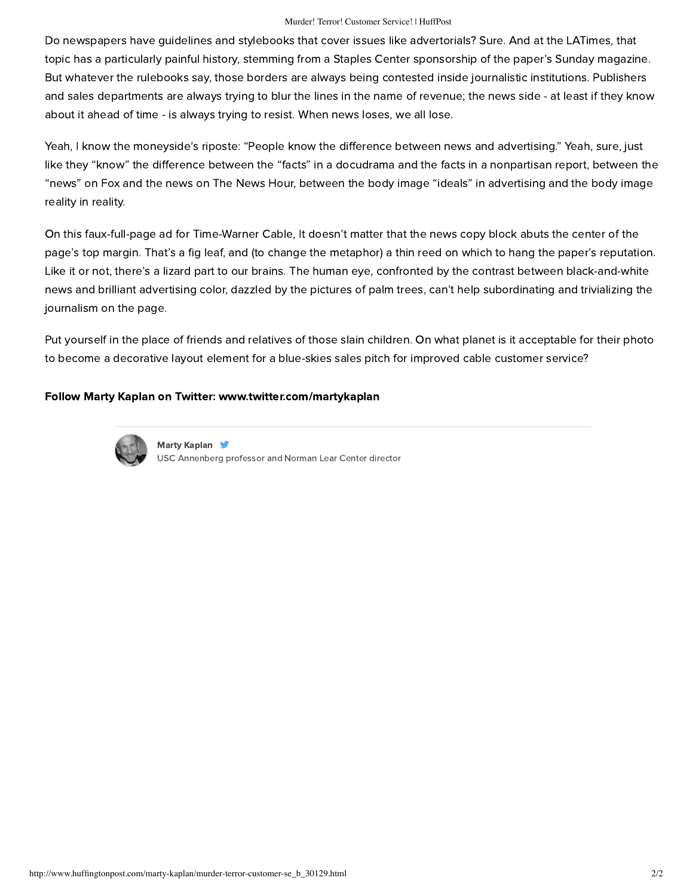Do newspapers have guidelines and stylebooks that cover issues like advertorials? Sure. And at the LATimes, that topic has a particularly painful history, stemming from a Staples Center sponsorship of the paper's Sunday magazine. But whatever the rulebooks say, those borders are always being contested inside journalistic institutions. Publishers and sales departments are always trying to blur the lines in the name of revenue; the news side - at least if they know about it ahead of time - is always trying to resist. When news loses, we all lose.

Yeah, I know the moneyside's riposte: "People know the difference between news and advertising." Yeah, sure, just like they "know" the difference between the "facts" in a docudrama and the facts in a nonpartisan report, between the "news" on Fox and the news on The News Hour, between the body image "ideals" in advertising and the body image reality in reality.

On this faux-full-page ad for Time-Warner Cable, It doesn't matter that the news copy block abuts the center of the page's top margin. That's a fig leaf, and (to change the metaphor) a thin reed on which to hang the paper's reputation. Like it or not, there's a lizard part to our brains. The human eye, confronted by the contrast between black-and-white news and brilliant advertising color, dazzled by the pictures of palm trees, can't help subordinating and trivializing the journalism on the page.

Put yourself in the place of friends and relatives of those slain children. On what planet is it acceptable for their photo to become a decorative layout element for a blue-skies sales pitch for improved cable customer service?

**Follow Marty Kaplan on Twitter: www.twitter.com/martykaplan**

---

**Marty Kaplan**
USC Annenberg professor and Norman Lear Center director